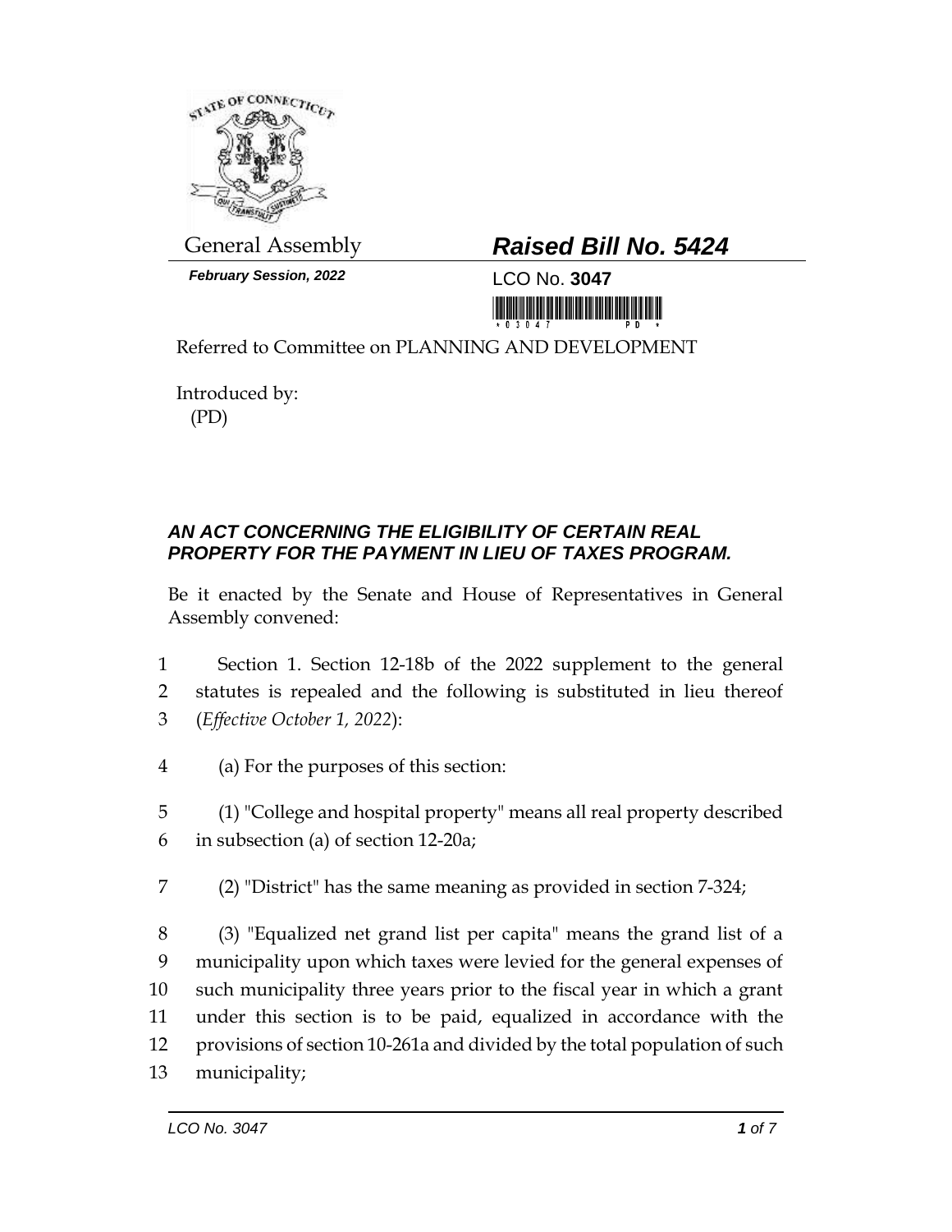General Assembly

***Raised Bill No. 5424***

***February Session, 2022***

LCO No. **3047**

Referred to Committee on PLANNING AND DEVELOPMENT

Introduced by:
(PD)

## *AN ACT CONCERNING THE ELIGIBILITY OF CERTAIN REAL PROPERTY FOR THE PAYMENT IN LIEU OF TAXES PROGRAM.*

Be it enacted by the Senate and House of Representatives in General Assembly convened:

1 Section 1. Section 12-18b of the 2022 supplement to the general
2 statutes is repealed and the following is substituted in lieu thereof
3 (*Effective October 1, 2022*):

4 (a) For the purposes of this section:

5 (1) "College and hospital property" means all real property described
6 in subsection (a) of section 12-20a;

7 (2) "District" has the same meaning as provided in section 7-324;

8 (3) "Equalized net grand list per capita" means the grand list of a
9 municipality upon which taxes were levied for the general expenses of
10 such municipality three years prior to the fiscal year in which a grant
11 under this section is to be paid, equalized in accordance with the
12 provisions of section 10-261a and divided by the total population of such
13 municipality;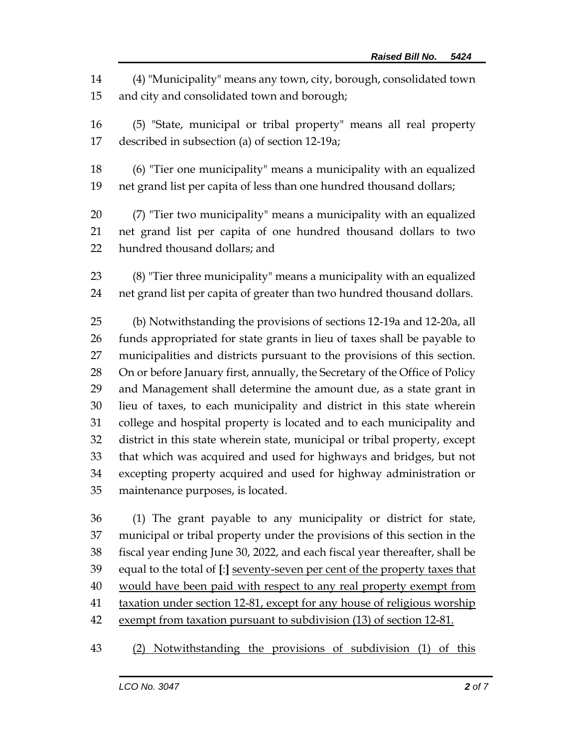(4) "Municipality" means any town, city, borough, consolidated town and city and consolidated town and borough;

(5) "State, municipal or tribal property" means all real property described in subsection (a) of section 12-19a;

(6) "Tier one municipality" means a municipality with an equalized net grand list per capita of less than one hundred thousand dollars;

(7) "Tier two municipality" means a municipality with an equalized net grand list per capita of one hundred thousand dollars to two hundred thousand dollars; and

(8) "Tier three municipality" means a municipality with an equalized net grand list per capita of greater than two hundred thousand dollars.

(b) Notwithstanding the provisions of sections 12-19a and 12-20a, all funds appropriated for state grants in lieu of taxes shall be payable to municipalities and districts pursuant to the provisions of this section. On or before January first, annually, the Secretary of the Office of Policy and Management shall determine the amount due, as a state grant in lieu of taxes, to each municipality and district in this state wherein college and hospital property is located and to each municipality and district in this state wherein state, municipal or tribal property, except that which was acquired and used for highways and bridges, but not excepting property acquired and used for highway administration or maintenance purposes, is located.

(1) The grant payable to any municipality or district for state, municipal or tribal property under the provisions of this section in the fiscal year ending June 30, 2022, and each fiscal year thereafter, shall be equal to the total of [:] <u>seventy-seven per cent of the property taxes that would have been paid with respect to any real property exempt from taxation under section 12-81, except for any house of religious worship exempt from taxation pursuant to subdivision (13) of section 12-81.</u>

<u>(2) Notwithstanding the provisions of subdivision (1) of this</u>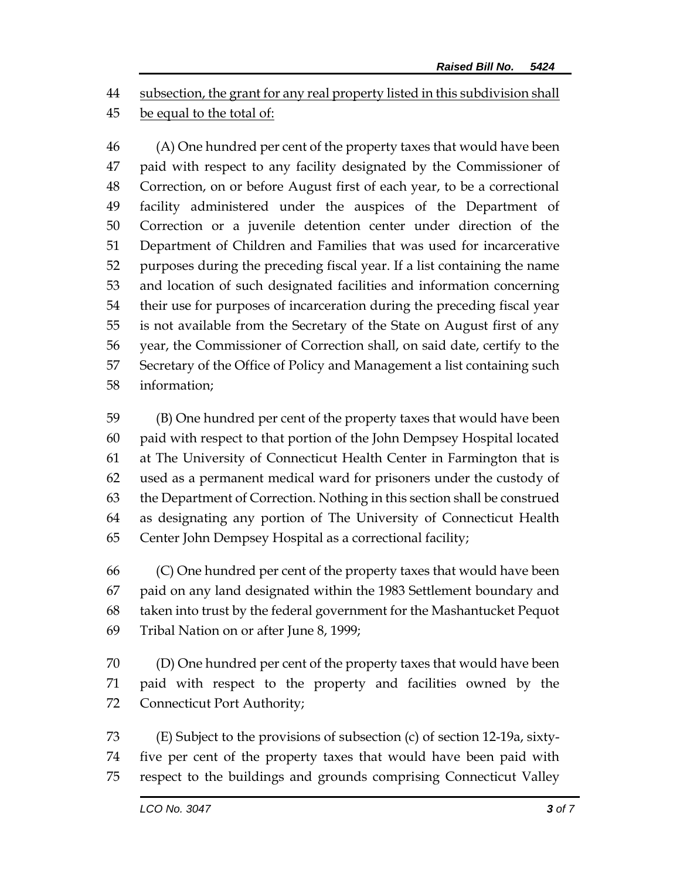44 subsection, the grant for any real property listed in this subdivision shall
45 be equal to the total of:

46 (A) One hundred per cent of the property taxes that would have been
47 paid with respect to any facility designated by the Commissioner of
48 Correction, on or before August first of each year, to be a correctional
49 facility administered under the auspices of the Department of
50 Correction or a juvenile detention center under direction of the
51 Department of Children and Families that was used for incarcerative
52 purposes during the preceding fiscal year. If a list containing the name
53 and location of such designated facilities and information concerning
54 their use for purposes of incarceration during the preceding fiscal year
55 is not available from the Secretary of the State on August first of any
56 year, the Commissioner of Correction shall, on said date, certify to the
57 Secretary of the Office of Policy and Management a list containing such
58 information;

59 (B) One hundred per cent of the property taxes that would have been
60 paid with respect to that portion of the John Dempsey Hospital located
61 at The University of Connecticut Health Center in Farmington that is
62 used as a permanent medical ward for prisoners under the custody of
63 the Department of Correction. Nothing in this section shall be construed
64 as designating any portion of The University of Connecticut Health
65 Center John Dempsey Hospital as a correctional facility;

66 (C) One hundred per cent of the property taxes that would have been
67 paid on any land designated within the 1983 Settlement boundary and
68 taken into trust by the federal government for the Mashantucket Pequot
69 Tribal Nation on or after June 8, 1999;

70 (D) One hundred per cent of the property taxes that would have been
71 paid with respect to the property and facilities owned by the
72 Connecticut Port Authority;

73 (E) Subject to the provisions of subsection (c) of section 12-19a, sixty-
74 five per cent of the property taxes that would have been paid with
75 respect to the buildings and grounds comprising Connecticut Valley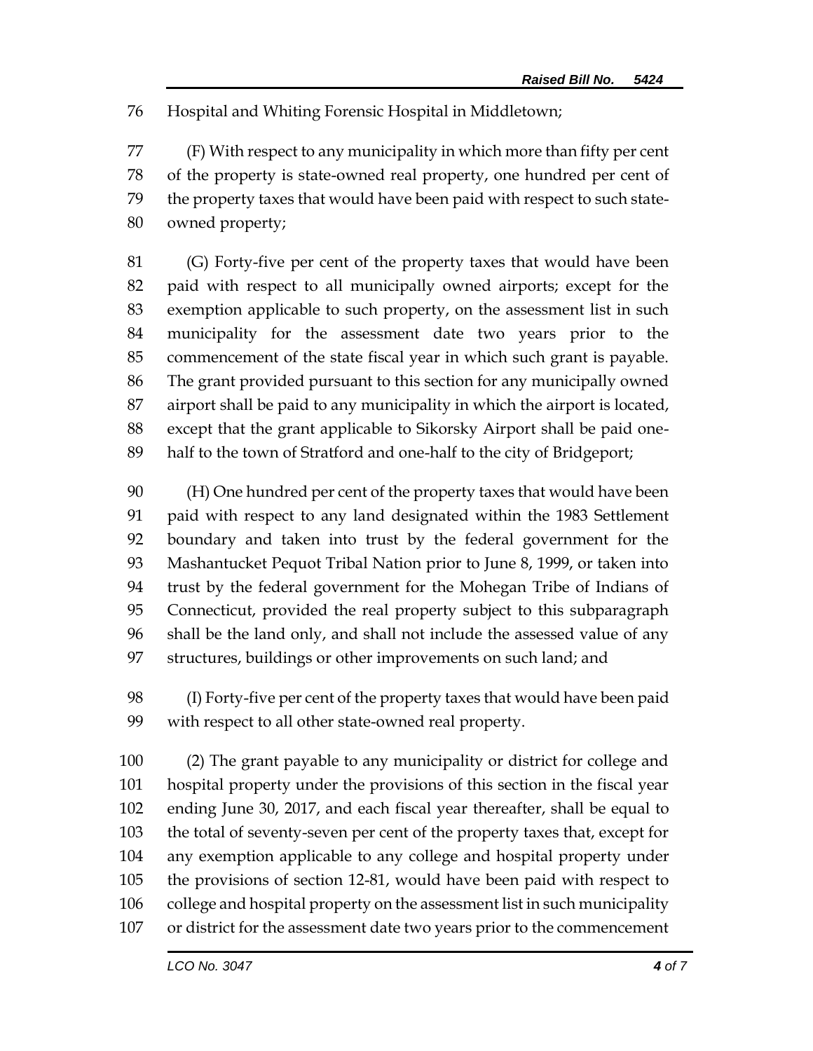Hospital and Whiting Forensic Hospital in Middletown;

(F) With respect to any municipality in which more than fifty per cent of the property is state-owned real property, one hundred per cent of the property taxes that would have been paid with respect to such state-owned property;

(G) Forty-five per cent of the property taxes that would have been paid with respect to all municipally owned airports; except for the exemption applicable to such property, on the assessment list in such municipality for the assessment date two years prior to the commencement of the state fiscal year in which such grant is payable. The grant provided pursuant to this section for any municipally owned airport shall be paid to any municipality in which the airport is located, except that the grant applicable to Sikorsky Airport shall be paid one-half to the town of Stratford and one-half to the city of Bridgeport;

(H) One hundred per cent of the property taxes that would have been paid with respect to any land designated within the 1983 Settlement boundary and taken into trust by the federal government for the Mashantucket Pequot Tribal Nation prior to June 8, 1999, or taken into trust by the federal government for the Mohegan Tribe of Indians of Connecticut, provided the real property subject to this subparagraph shall be the land only, and shall not include the assessed value of any structures, buildings or other improvements on such land; and

(I) Forty-five per cent of the property taxes that would have been paid with respect to all other state-owned real property.

(2) The grant payable to any municipality or district for college and hospital property under the provisions of this section in the fiscal year ending June 30, 2017, and each fiscal year thereafter, shall be equal to the total of seventy-seven per cent of the property taxes that, except for any exemption applicable to any college and hospital property under the provisions of section 12-81, would have been paid with respect to college and hospital property on the assessment list in such municipality or district for the assessment date two years prior to the commencement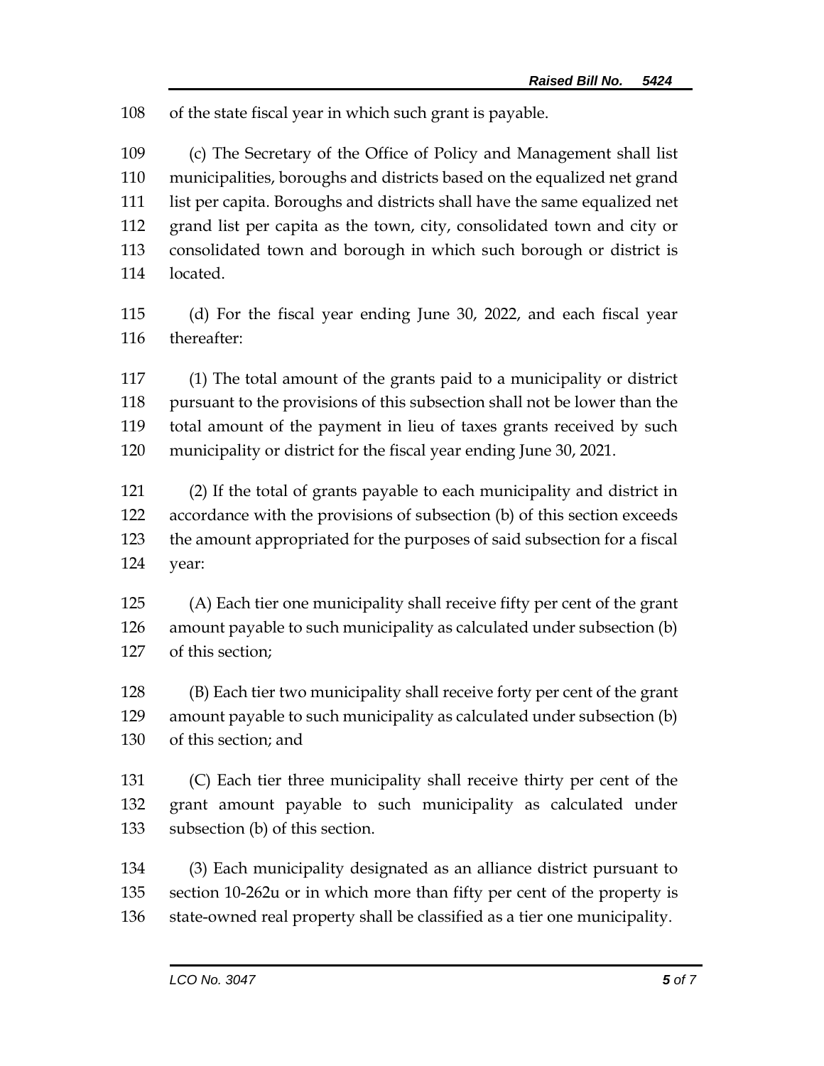of the state fiscal year in which such grant is payable.

(c) The Secretary of the Office of Policy and Management shall list municipalities, boroughs and districts based on the equalized net grand list per capita. Boroughs and districts shall have the same equalized net grand list per capita as the town, city, consolidated town and city or consolidated town and borough in which such borough or district is located.

(d) For the fiscal year ending June 30, 2022, and each fiscal year thereafter:

(1) The total amount of the grants paid to a municipality or district pursuant to the provisions of this subsection shall not be lower than the total amount of the payment in lieu of taxes grants received by such municipality or district for the fiscal year ending June 30, 2021.

(2) If the total of grants payable to each municipality and district in accordance with the provisions of subsection (b) of this section exceeds the amount appropriated for the purposes of said subsection for a fiscal year:

(A) Each tier one municipality shall receive fifty per cent of the grant amount payable to such municipality as calculated under subsection (b) of this section;

(B) Each tier two municipality shall receive forty per cent of the grant amount payable to such municipality as calculated under subsection (b) of this section; and

(C) Each tier three municipality shall receive thirty per cent of the grant amount payable to such municipality as calculated under subsection (b) of this section.

(3) Each municipality designated as an alliance district pursuant to section 10-262u or in which more than fifty per cent of the property is state-owned real property shall be classified as a tier one municipality.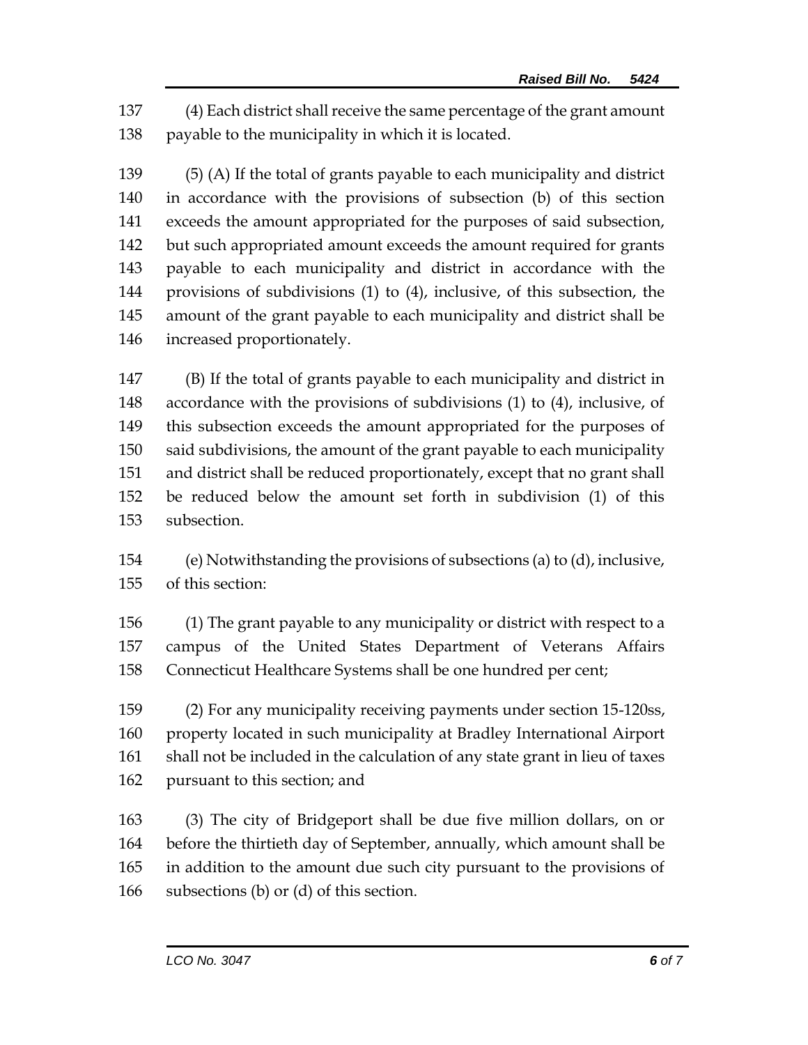137 (4) Each district shall receive the same percentage of the grant amount
138 payable to the municipality in which it is located.

139 (5) (A) If the total of grants payable to each municipality and district
140 in accordance with the provisions of subsection (b) of this section
141 exceeds the amount appropriated for the purposes of said subsection,
142 but such appropriated amount exceeds the amount required for grants
143 payable to each municipality and district in accordance with the
144 provisions of subdivisions (1) to (4), inclusive, of this subsection, the
145 amount of the grant payable to each municipality and district shall be
146 increased proportionately.

147 (B) If the total of grants payable to each municipality and district in
148 accordance with the provisions of subdivisions (1) to (4), inclusive, of
149 this subsection exceeds the amount appropriated for the purposes of
150 said subdivisions, the amount of the grant payable to each municipality
151 and district shall be reduced proportionately, except that no grant shall
152 be reduced below the amount set forth in subdivision (1) of this
153 subsection.

154 (e) Notwithstanding the provisions of subsections (a) to (d), inclusive,
155 of this section:

156 (1) The grant payable to any municipality or district with respect to a
157 campus of the United States Department of Veterans Affairs
158 Connecticut Healthcare Systems shall be one hundred per cent;

159 (2) For any municipality receiving payments under section 15-120ss,
160 property located in such municipality at Bradley International Airport
161 shall not be included in the calculation of any state grant in lieu of taxes
162 pursuant to this section; and

163 (3) The city of Bridgeport shall be due five million dollars, on or
164 before the thirtieth day of September, annually, which amount shall be
165 in addition to the amount due such city pursuant to the provisions of
166 subsections (b) or (d) of this section.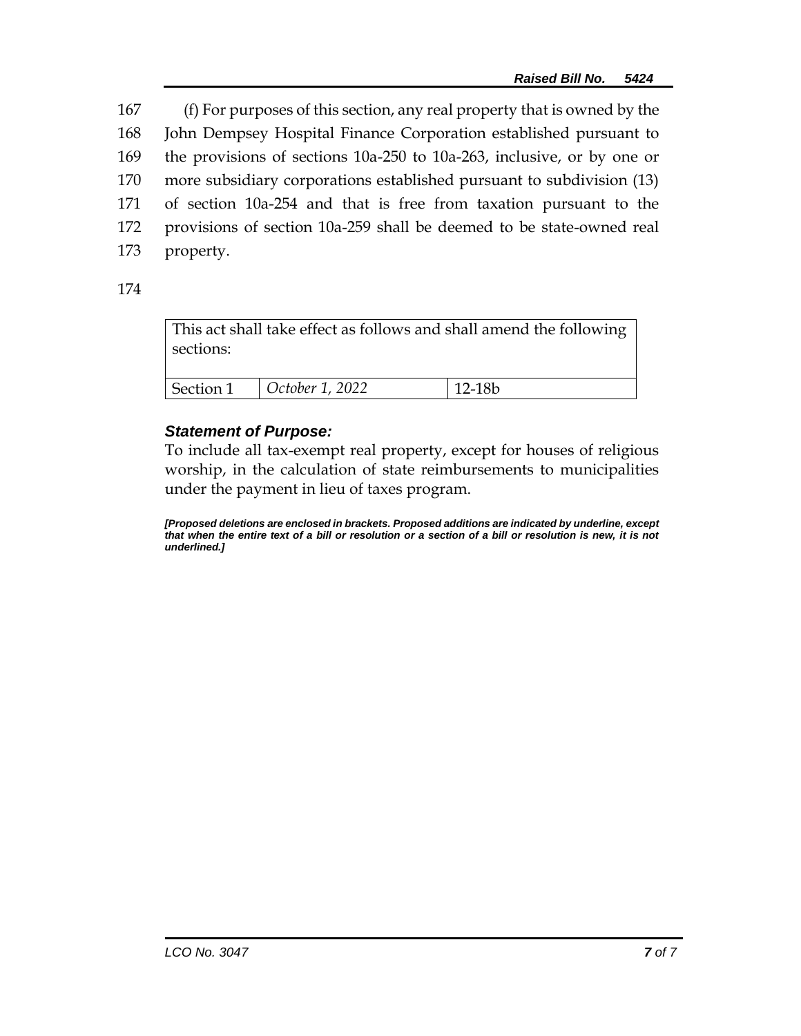167 (f) For purposes of this section, any real property that is owned by the
168 John Dempsey Hospital Finance Corporation established pursuant to
169 the provisions of sections 10a-250 to 10a-263, inclusive, or by one or
170 more subsidiary corporations established pursuant to subdivision (13)
171 of section 10a-254 and that is free from taxation pursuant to the
172 provisions of section 10a-259 shall be deemed to be state-owned real
173 property.

174

| This act shall take effect as follows and shall amend the following sections: | | |
|---|---|---|
| Section 1 | *October 1, 2022* | 12-18b |

### *Statement of Purpose:*

To include all tax-exempt real property, except for houses of religious worship, in the calculation of state reimbursements to municipalities under the payment in lieu of taxes program.

***[Proposed deletions are enclosed in brackets. Proposed additions are indicated by underline, except that when the entire text of a bill or resolution or a section of a bill or resolution is new, it is not underlined.]***